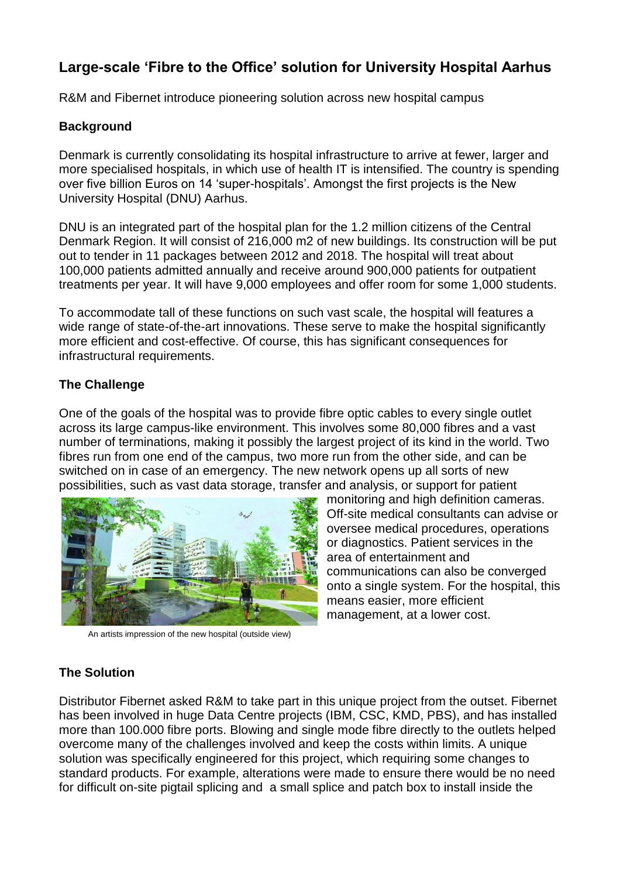# Large-scale 'Fibre to the Office' solution for University Hospital Aarhus

R&M and Fibernet introduce pioneering solution across new hospital campus

## Background

Denmark is currently consolidating its hospital infrastructure to arrive at fewer, larger and more specialised hospitals, in which use of health IT is intensified. The country is spending over five billion Euros on 14 'super-hospitals'. Amongst the first projects is the New University Hospital (DNU) Aarhus.

DNU is an integrated part of the hospital plan for the 1.2 million citizens of the Central Denmark Region. It will consist of 216,000 m2 of new buildings. Its construction will be put out to tender in 11 packages between 2012 and 2018. The hospital will treat about 100,000 patients admitted annually and receive around 900,000 patients for outpatient treatments per year. It will have 9,000 employees and offer room for some 1,000 students.

To accommodate tall of these functions on such vast scale, the hospital will features a wide range of state-of-the-art innovations. These serve to make the hospital significantly more efficient and cost-effective. Of course, this has significant consequences for infrastructural requirements.

## The Challenge

One of the goals of the hospital was to provide fibre optic cables to every single outlet across its large campus-like environment. This involves some 80,000 fibres and a vast number of terminations, making it possibly the largest project of its kind in the world. Two fibres run from one end of the campus, two more run from the other side, and can be switched on in case of an emergency. The new network opens up all sorts of new possibilities, such as vast data storage, transfer and analysis, or support for patient monitoring and high definition cameras. Off-site medical consultants can advise or oversee medical procedures, operations or diagnostics. Patient services in the area of entertainment and communications can also be converged onto a single system. For the hospital, this means easier, more efficient management, at a lower cost.

An artists impression of the new hospital (outside view)

## The Solution

Distributor Fibernet asked R&M to take part in this unique project from the outset. Fibernet has been involved in huge Data Centre projects (IBM, CSC, KMD, PBS), and has installed more than 100.000 fibre ports. Blowing and single mode fibre directly to the outlets helped overcome many of the challenges involved and keep the costs within limits. A unique solution was specifically engineered for this project, which requiring some changes to standard products. For example, alterations were made to ensure there would be no need for difficult on-site pigtail splicing and a small splice and patch box to install inside the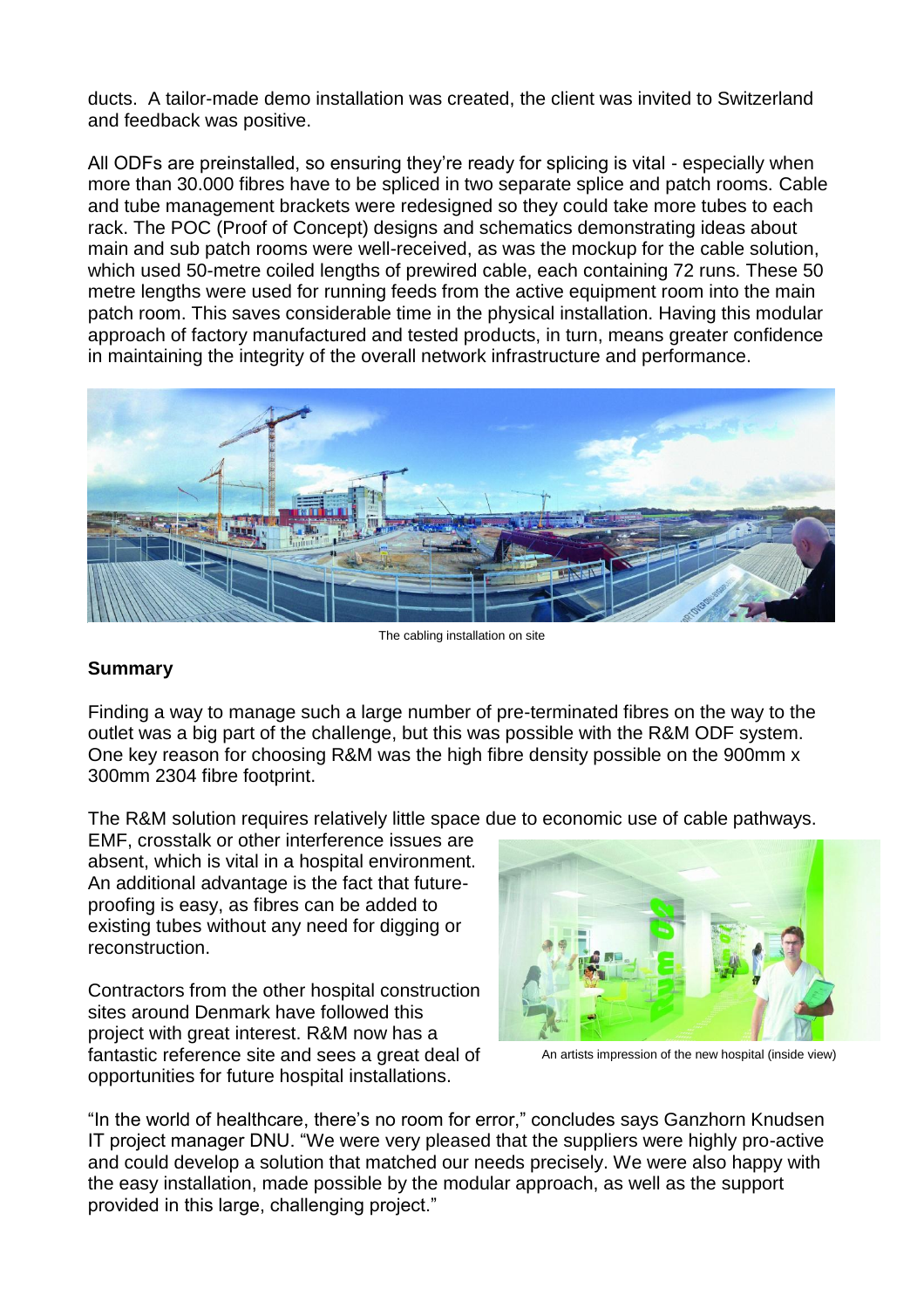ducts. A tailor-made demo installation was created, the client was invited to Switzerland and feedback was positive.

All ODFs are preinstalled, so ensuring they're ready for splicing is vital - especially when more than 30.000 fibres have to be spliced in two separate splice and patch rooms. Cable and tube management brackets were redesigned so they could take more tubes to each rack. The POC (Proof of Concept) designs and schematics demonstrating ideas about main and sub patch rooms were well-received, as was the mockup for the cable solution, which used 50-metre coiled lengths of prewired cable, each containing 72 runs. These 50 metre lengths were used for running feeds from the active equipment room into the main patch room. This saves considerable time in the physical installation. Having this modular approach of factory manufactured and tested products, in turn, means greater confidence in maintaining the integrity of the overall network infrastructure and performance.

The cabling installation on site

## Summary

Finding a way to manage such a large number of pre-terminated fibres on the way to the outlet was a big part of the challenge, but this was possible with the R&M ODF system. One key reason for choosing R&M was the high fibre density possible on the 900mm x 300mm 2304 fibre footprint.

The R&M solution requires relatively little space due to economic use of cable pathways. EMF, crosstalk or other interference issues are absent, which is vital in a hospital environment. An additional advantage is the fact that future-proofing is easy, as fibres can be added to existing tubes without any need for digging or reconstruction.

Contractors from the other hospital construction sites around Denmark have followed this project with great interest. R&M now has a fantastic reference site and sees a great deal of opportunities for future hospital installations.

An artists impression of the new hospital (inside view)

"In the world of healthcare, there's no room for error," concludes says Ganzhorn Knudsen IT project manager DNU. "We were very pleased that the suppliers were highly pro-active and could develop a solution that matched our needs precisely. We were also happy with the easy installation, made possible by the modular approach, as well as the support provided in this large, challenging project."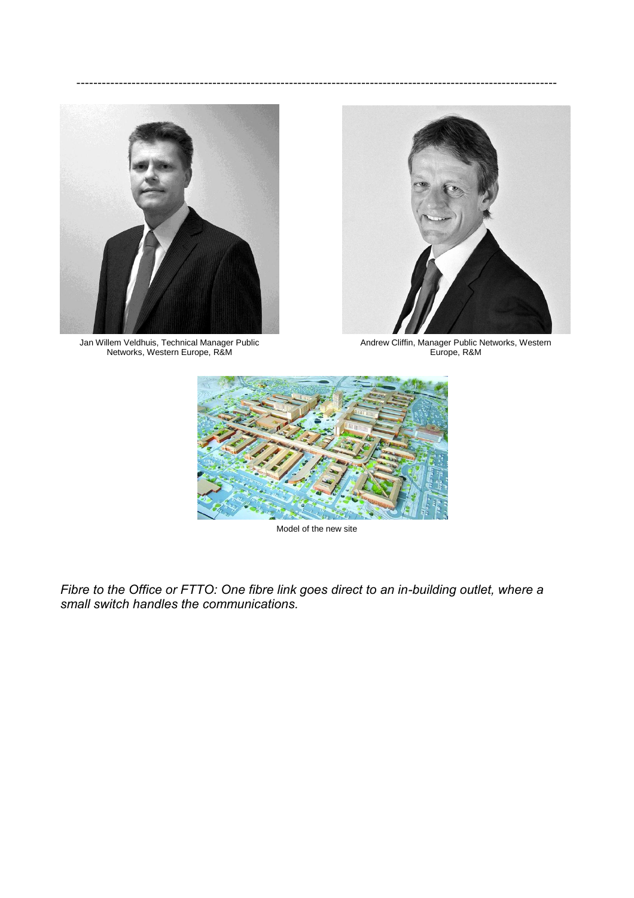Jan Willem Veldhuis, Technical Manager Public Networks, Western Europe, R&M

Andrew Cliffin, Manager Public Networks, Western Europe, R&M

Model of the new site

*Fibre to the Office or FTTO: One fibre link goes direct to an in-building outlet, where a small switch handles the communications.*